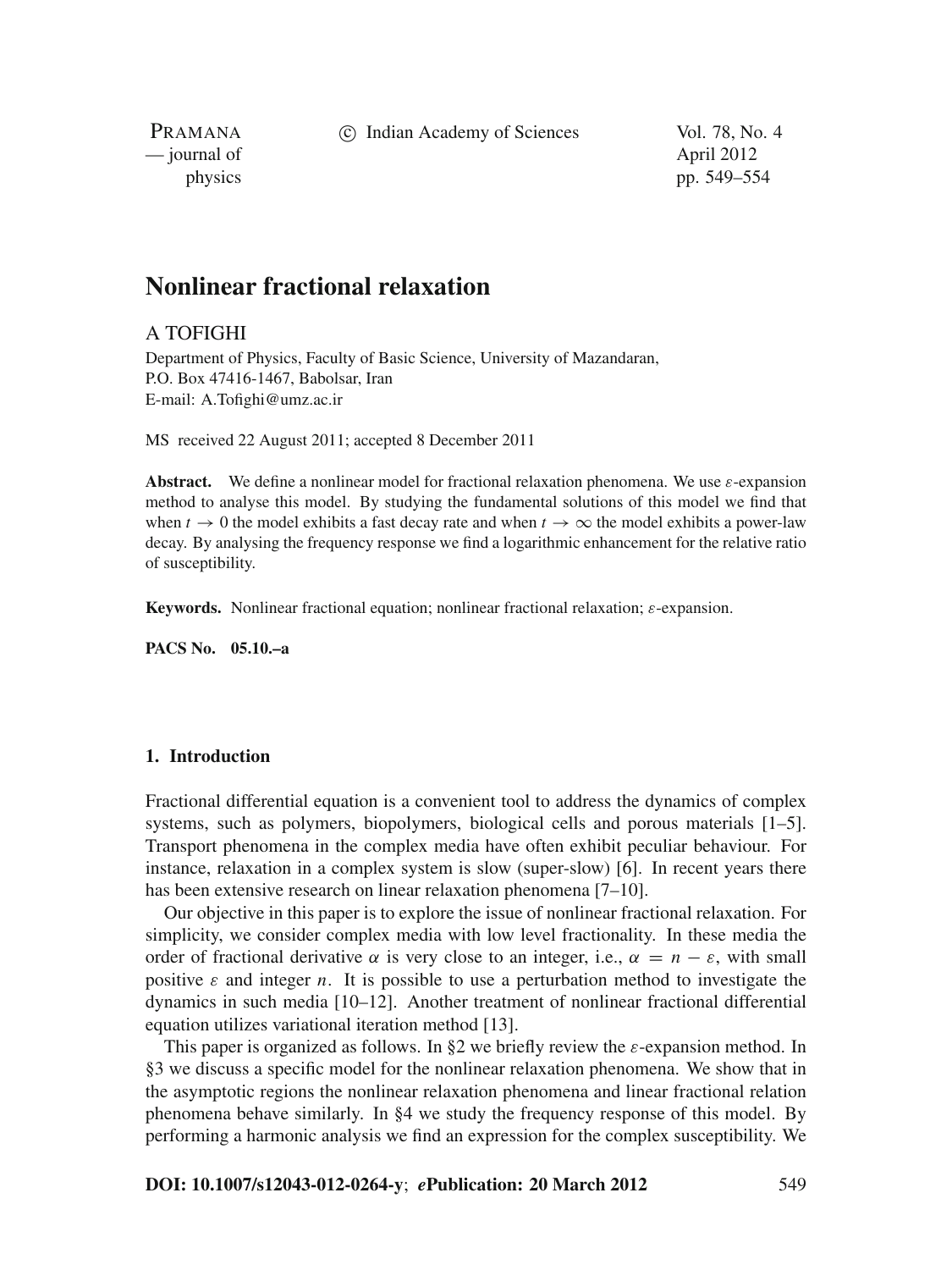# Nonlinear fractional relaxation

A TOFIGHI

Department of Physics, Faculty of Basic Science, University of Mazandaran,
P.O. Box 47416-1467, Babolsar, Iran
E-mail: A.Tofighi@umz.ac.ir

MS received 22 August 2011; accepted 8 December 2011

**Abstract.** We define a nonlinear model for fractional relaxation phenomena. We use $\varepsilon$-expansion method to analyse this model. By studying the fundamental solutions of this model we find that when $t \to 0$ the model exhibits a fast decay rate and when $t \to \infty$ the model exhibits a power-law decay. By analysing the frequency response we find a logarithmic enhancement for the relative ratio of susceptibility.

**Keywords.** Nonlinear fractional equation; nonlinear fractional relaxation; $\varepsilon$-expansion.

**PACS No. 05.10.–a**

## 1. Introduction

Fractional differential equation is a convenient tool to address the dynamics of complex systems, such as polymers, biopolymers, biological cells and porous materials [1–5]. Transport phenomena in the complex media have often exhibit peculiar behaviour. For instance, relaxation in a complex system is slow (super-slow) [6]. In recent years there has been extensive research on linear relaxation phenomena [7–10].

Our objective in this paper is to explore the issue of nonlinear fractional relaxation. For simplicity, we consider complex media with low level fractionality. In these media the order of fractional derivative $\alpha$ is very close to an integer, i.e., $\alpha = n - \varepsilon$, with small positive $\varepsilon$ and integer $n$. It is possible to use a perturbation method to investigate the dynamics in such media [10–12]. Another treatment of nonlinear fractional differential equation utilizes variational iteration method [13].

This paper is organized as follows. In §2 we briefly review the $\varepsilon$-expansion method. In §3 we discuss a specific model for the nonlinear relaxation phenomena. We show that in the asymptotic regions the nonlinear relaxation phenomena and linear fractional relation phenomena behave similarly. In §4 we study the frequency response of this model. By performing a harmonic analysis we find an expression for the complex susceptibility. We

**DOI: 10.1007/s12043-012-0264-y; *e*Publication: 20 March 2012**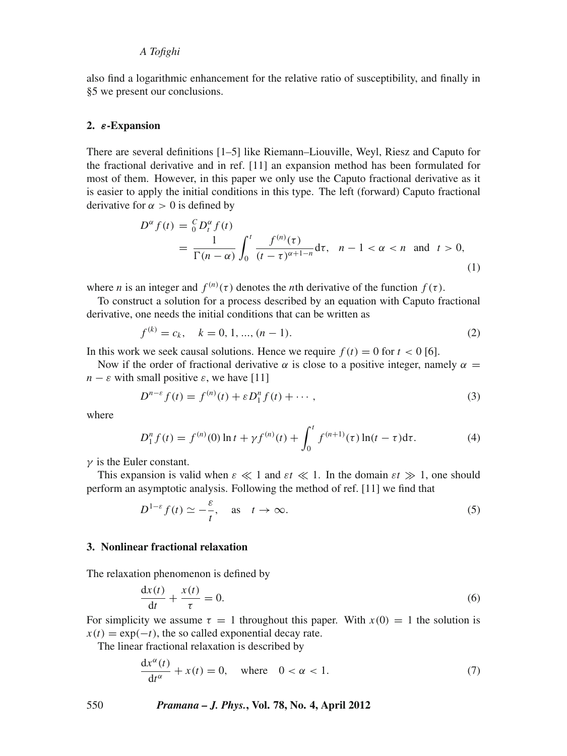also find a logarithmic enhancement for the relative ratio of susceptibility, and finally in §5 we present our conclusions.

## 2. $\varepsilon$-Expansion

There are several definitions [1–5] like Riemann–Liouville, Weyl, Riesz and Caputo for the fractional derivative and in ref. [11] an expansion method has been formulated for most of them. However, in this paper we only use the Caputo fractional derivative as it is easier to apply the initial conditions in this type. The left (forward) Caputo fractional derivative for $\alpha > 0$ is defined by

$$D^{\alpha} f(t) = {}_{0}^{C}D_{t}^{\alpha} f(t) = \frac{1}{\Gamma(n-\alpha)} \int_{0}^{t} \frac{f^{(n)}(\tau)}{(t-\tau)^{\alpha+1-n}} \mathrm{d}\tau, \quad n-1 < \alpha < n \quad \text{and} \quad t > 0, \tag{1}$$

where $n$ is an integer and $f^{(n)}(\tau)$ denotes the $n$th derivative of the function $f(\tau)$.

To construct a solution for a process described by an equation with Caputo fractional derivative, one needs the initial conditions that can be written as

$$f^{(k)} = c_k, \quad k = 0, 1, ..., (n-1). \tag{2}$$

In this work we seek causal solutions. Hence we require $f(t) = 0$ for $t < 0$ [6].

Now if the order of fractional derivative $\alpha$ is close to a positive integer, namely $\alpha = n - \varepsilon$ with small positive $\varepsilon$, we have [11]

$$D^{n-\varepsilon} f(t) = f^{(n)}(t) + \varepsilon D_{1}^{n} f(t) + \cdots, \tag{3}$$

where

$$D_{1}^{n} f(t) = f^{(n)}(0) \ln t + \gamma f^{(n)}(t) + \int_{0}^{t} f^{(n+1)}(\tau) \ln(t-\tau) \mathrm{d}\tau. \tag{4}$$

$\gamma$ is the Euler constant.

This expansion is valid when $\varepsilon \ll 1$ and $\varepsilon t \ll 1$. In the domain $\varepsilon t \gg 1$, one should perform an asymptotic analysis. Following the method of ref. [11] we find that

$$D^{1-\varepsilon} f(t) \simeq -\frac{\varepsilon}{t}, \quad \text{as} \quad t \to \infty. \tag{5}$$

## 3. Nonlinear fractional relaxation

The relaxation phenomenon is defined by

$$\frac{\mathrm{d}x(t)}{\mathrm{d}t} + \frac{x(t)}{\tau} = 0. \tag{6}$$

For simplicity we assume $\tau = 1$ throughout this paper. With $x(0) = 1$ the solution is $x(t) = \exp(-t)$, the so called exponential decay rate.

The linear fractional relaxation is described by

$$\frac{\mathrm{d}x^{\alpha}(t)}{\mathrm{d}t^{\alpha}} + x(t) = 0, \quad \text{where} \quad 0 < \alpha < 1. \tag{7}$$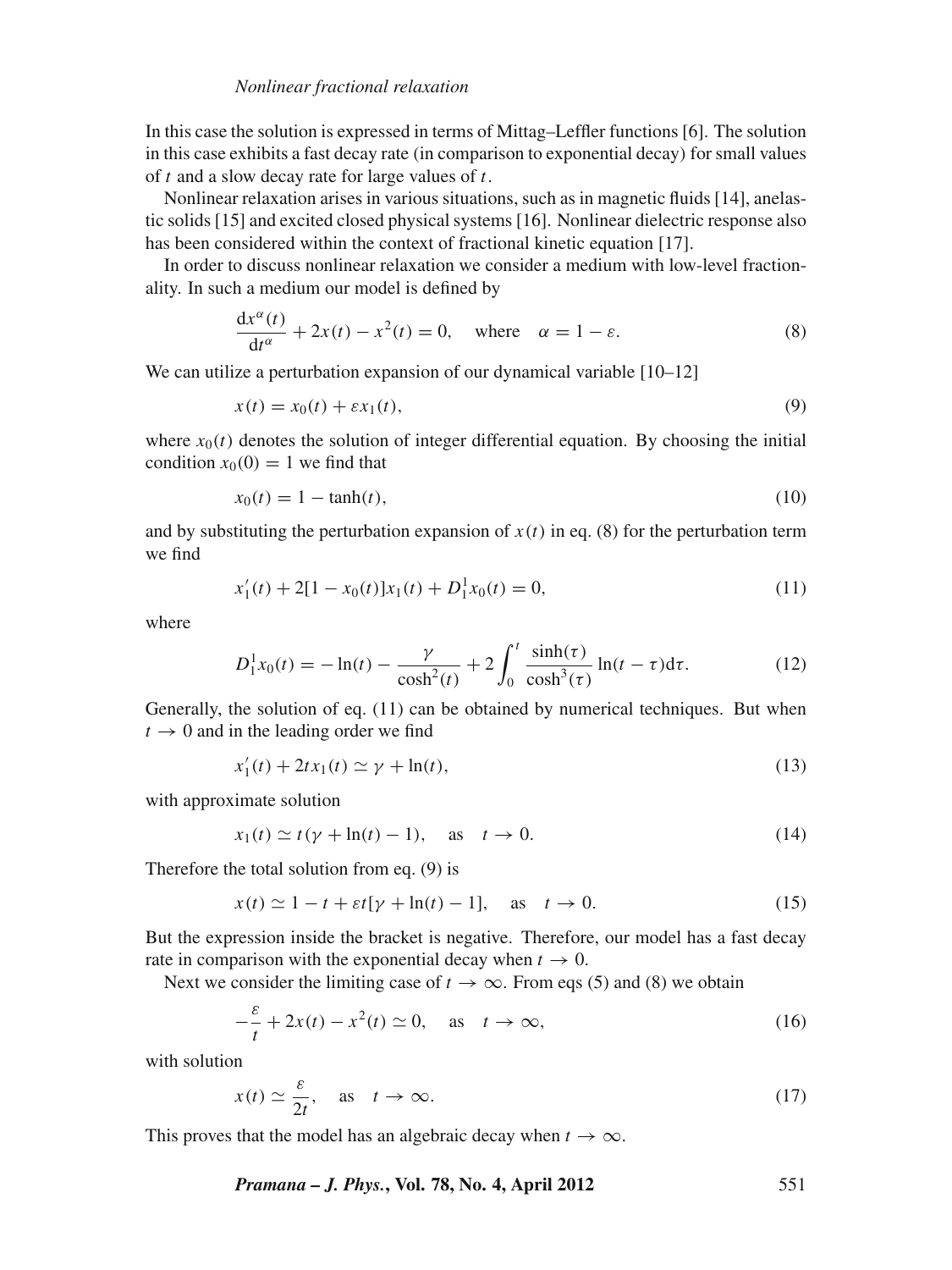In this case the solution is expressed in terms of Mittag–Leffler functions [6]. The solution in this case exhibits a fast decay rate (in comparison to exponential decay) for small values of $t$ and a slow decay rate for large values of $t$.

Nonlinear relaxation arises in various situations, such as in magnetic fluids [14], anelastic solids [15] and excited closed physical systems [16]. Nonlinear dielectric response also has been considered within the context of fractional kinetic equation [17].

In order to discuss nonlinear relaxation we consider a medium with low-level fractionality. In such a medium our model is defined by

$$\frac{\mathrm{d}x^{\alpha}(t)}{\mathrm{d}t^{\alpha}} + 2x(t) - x^2(t) = 0, \quad \text{where} \quad \alpha = 1 - \varepsilon. \tag{8}$$

We can utilize a perturbation expansion of our dynamical variable [10–12]

$$x(t) = x_0(t) + \varepsilon x_1(t), \tag{9}$$

where $x_0(t)$ denotes the solution of integer differential equation. By choosing the initial condition $x_0(0) = 1$ we find that

$$x_0(t) = 1 - \tanh(t), \tag{10}$$

and by substituting the perturbation expansion of $x(t)$ in eq. (8) for the perturbation term we find

$$x_1'(t) + 2[1 - x_0(t)]x_1(t) + D_1^1 x_0(t) = 0, \tag{11}$$

where

$$D_1^1 x_0(t) = -\ln(t) - \frac{\gamma}{\cosh^2(t)} + 2\int_0^t \frac{\sinh(\tau)}{\cosh^3(\tau)} \ln(t - \tau)\mathrm{d}\tau. \tag{12}$$

Generally, the solution of eq. (11) can be obtained by numerical techniques. But when $t \to 0$ and in the leading order we find

$$x_1'(t) + 2tx_1(t) \simeq \gamma + \ln(t), \tag{13}$$

with approximate solution

$$x_1(t) \simeq t(\gamma + \ln(t) - 1), \quad \text{as} \quad t \to 0. \tag{14}$$

Therefore the total solution from eq. (9) is

$$x(t) \simeq 1 - t + \varepsilon t[\gamma + \ln(t) - 1], \quad \text{as} \quad t \to 0. \tag{15}$$

But the expression inside the bracket is negative. Therefore, our model has a fast decay rate in comparison with the exponential decay when $t \to 0$.

Next we consider the limiting case of $t \to \infty$. From eqs (5) and (8) we obtain

$$-\frac{\varepsilon}{t} + 2x(t) - x^2(t) \simeq 0, \quad \text{as} \quad t \to \infty, \tag{16}$$

with solution

$$x(t) \simeq \frac{\varepsilon}{2t}, \quad \text{as} \quad t \to \infty. \tag{17}$$

This proves that the model has an algebraic decay when $t \to \infty$.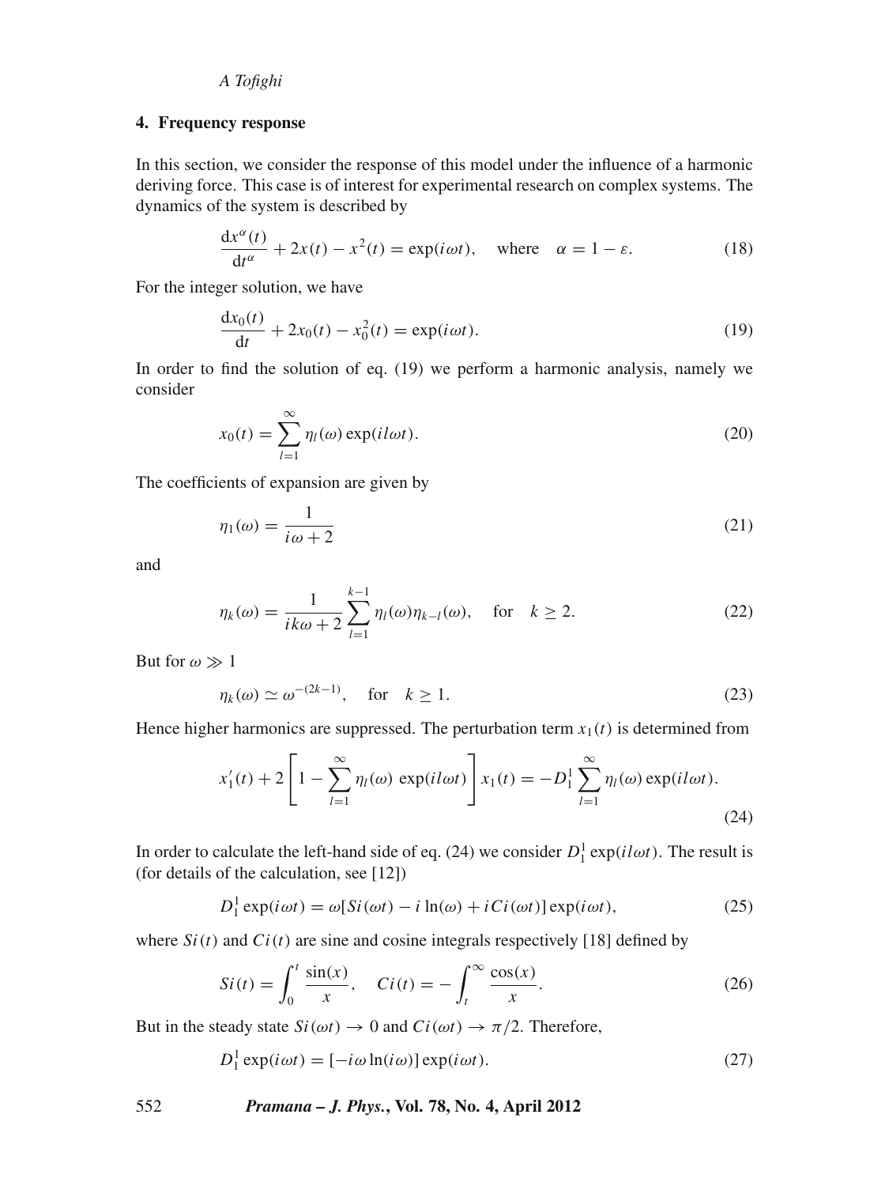## 4. Frequency response

In this section, we consider the response of this model under the influence of a harmonic deriving force. This case is of interest for experimental research on complex systems. The dynamics of the system is described by

$$\frac{\mathrm{d}x^{\alpha}(t)}{\mathrm{d}t^{\alpha}} + 2x(t) - x^{2}(t) = \exp(i\omega t), \quad \text{where} \quad \alpha = 1 - \varepsilon. \tag{18}$$

For the integer solution, we have

$$\frac{\mathrm{d}x_{0}(t)}{\mathrm{d}t} + 2x_{0}(t) - x_{0}^{2}(t) = \exp(i\omega t). \tag{19}$$

In order to find the solution of eq. (19) we perform a harmonic analysis, namely we consider

$$x_{0}(t) = \sum_{l=1}^{\infty} \eta_{l}(\omega) \exp(il\omega t). \tag{20}$$

The coefficients of expansion are given by

$$\eta_{1}(\omega) = \frac{1}{i\omega + 2} \tag{21}$$

and

$$\eta_{k}(\omega) = \frac{1}{ik\omega + 2} \sum_{l=1}^{k-1} \eta_{l}(\omega)\eta_{k-l}(\omega), \quad \text{for} \quad k \geq 2. \tag{22}$$

But for $\omega \gg 1$

$$\eta_{k}(\omega) \simeq \omega^{-(2k-1)}, \quad \text{for} \quad k \geq 1. \tag{23}$$

Hence higher harmonics are suppressed. The perturbation term $x_{1}(t)$ is determined from

$$x_{1}'(t) + 2\left[1 - \sum_{l=1}^{\infty} \eta_{l}(\omega)\ \exp(il\omega t)\right] x_{1}(t) = -D_{1}^{1} \sum_{l=1}^{\infty} \eta_{l}(\omega) \exp(il\omega t). \tag{24}$$

In order to calculate the left-hand side of eq. (24) we consider $D_{1}^{1}\exp(il\omega t)$. The result is (for details of the calculation, see [12])

$$D_{1}^{1}\exp(i\omega t) = \omega[Si(\omega t) - i\ln(\omega) + iCi(\omega t)]\exp(i\omega t), \tag{25}$$

where $Si(t)$ and $Ci(t)$ are sine and cosine integrals respectively [18] defined by

$$Si(t) = \int_{0}^{t} \frac{\sin(x)}{x}, \quad Ci(t) = -\int_{t}^{\infty} \frac{\cos(x)}{x}. \tag{26}$$

But in the steady state $Si(\omega t) \to 0$ and $Ci(\omega t) \to \pi/2$. Therefore,

$$D_{1}^{1}\exp(i\omega t) = [-i\omega\ln(i\omega)]\exp(i\omega t). \tag{27}$$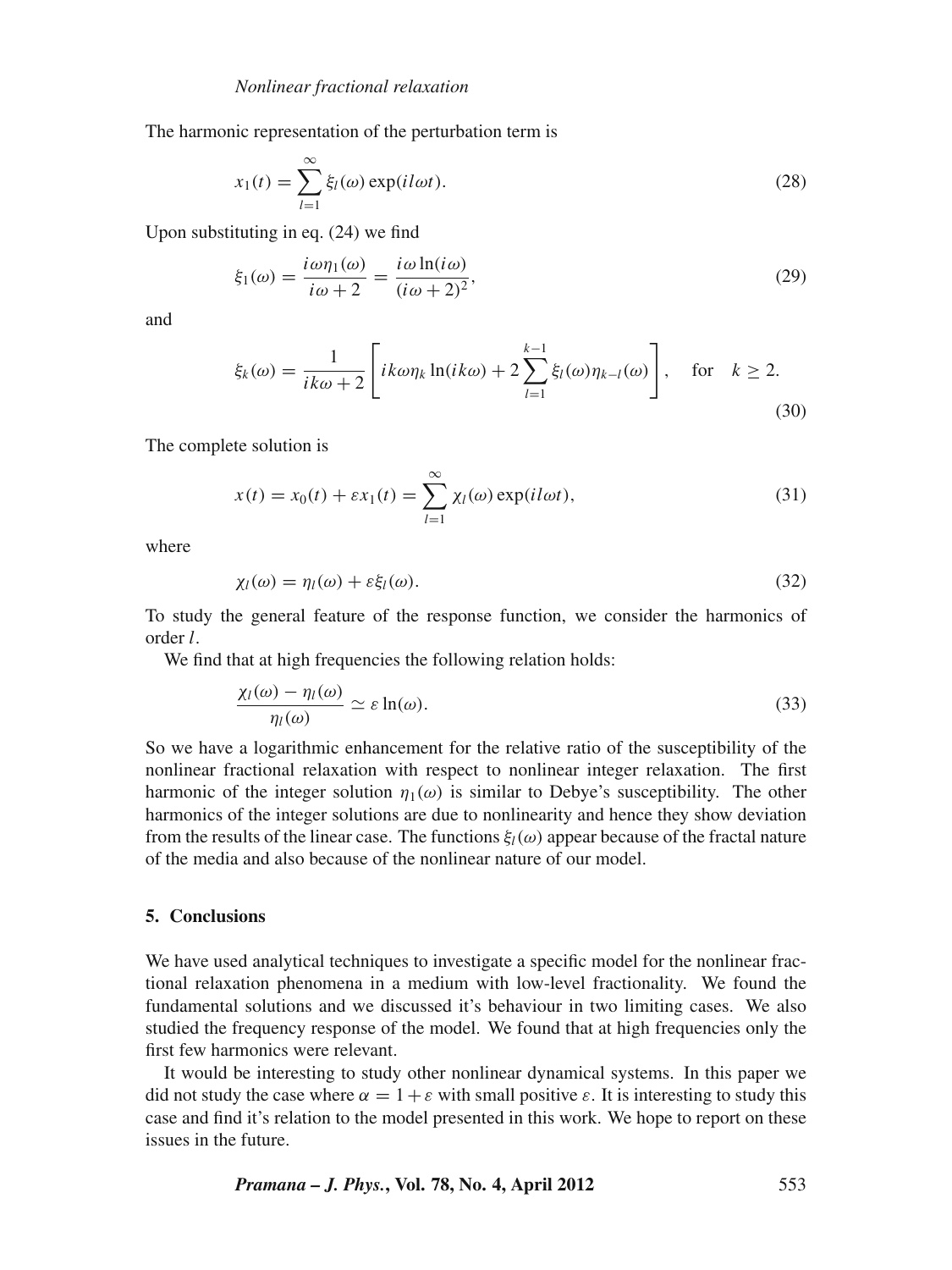The harmonic representation of the perturbation term is

$$x_1(t) = \sum_{l=1}^{\infty} \xi_l(\omega) \exp(il\omega t). \tag{28}$$

Upon substituting in eq. (24) we find

$$\xi_1(\omega) = \frac{i\omega\eta_1(\omega)}{i\omega + 2} = \frac{i\omega \ln(i\omega)}{(i\omega + 2)^2}, \tag{29}$$

and

$$\xi_k(\omega) = \frac{1}{ik\omega + 2}\left[ik\omega\eta_k \ln(ik\omega) + 2\sum_{l=1}^{k-1} \xi_l(\omega)\eta_{k-l}(\omega)\right], \quad \text{for} \quad k \geq 2. \tag{30}$$

The complete solution is

$$x(t) = x_0(t) + \varepsilon x_1(t) = \sum_{l=1}^{\infty} \chi_l(\omega) \exp(il\omega t), \tag{31}$$

where

$$\chi_l(\omega) = \eta_l(\omega) + \varepsilon\xi_l(\omega). \tag{32}$$

To study the general feature of the response function, we consider the harmonics of order $l$.

We find that at high frequencies the following relation holds:

$$\frac{\chi_l(\omega) - \eta_l(\omega)}{\eta_l(\omega)} \simeq \varepsilon \ln(\omega). \tag{33}$$

So we have a logarithmic enhancement for the relative ratio of the susceptibility of the nonlinear fractional relaxation with respect to nonlinear integer relaxation. The first harmonic of the integer solution $\eta_1(\omega)$ is similar to Debye's susceptibility. The other harmonics of the integer solutions are due to nonlinearity and hence they show deviation from the results of the linear case. The functions $\xi_l(\omega)$ appear because of the fractal nature of the media and also because of the nonlinear nature of our model.

## 5. Conclusions

We have used analytical techniques to investigate a specific model for the nonlinear fractional relaxation phenomena in a medium with low-level fractionality. We found the fundamental solutions and we discussed it's behaviour in two limiting cases. We also studied the frequency response of the model. We found that at high frequencies only the first few harmonics were relevant.

It would be interesting to study other nonlinear dynamical systems. In this paper we did not study the case where $\alpha = 1 + \varepsilon$ with small positive $\varepsilon$. It is interesting to study this case and find it's relation to the model presented in this work. We hope to report on these issues in the future.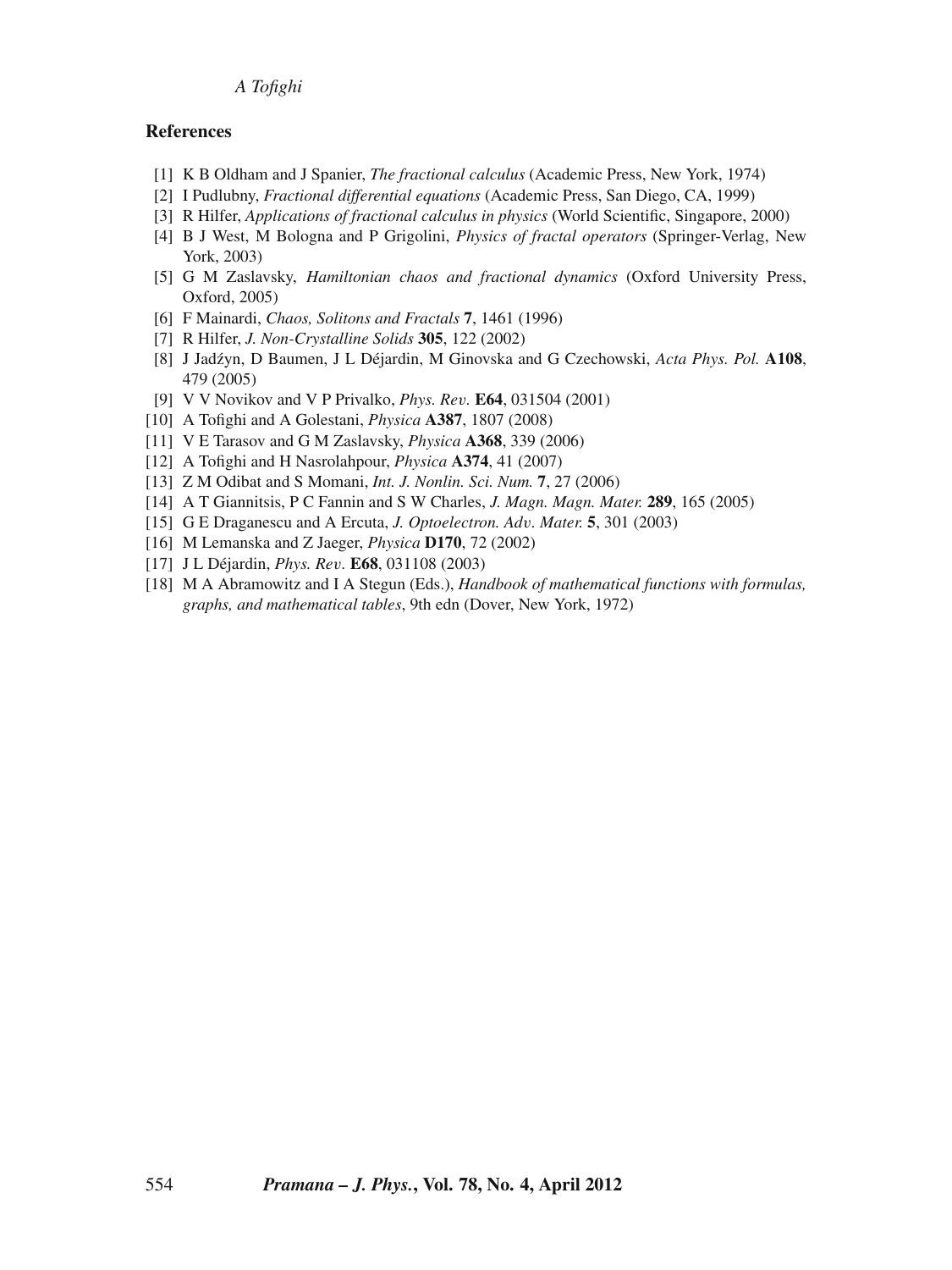## References

[1] K B Oldham and J Spanier, *The fractional calculus* (Academic Press, New York, 1974)

[2] I Pudlubny, *Fractional differential equations* (Academic Press, San Diego, CA, 1999)

[3] R Hilfer, *Applications of fractional calculus in physics* (World Scientific, Singapore, 2000)

[4] B J West, M Bologna and P Grigolini, *Physics of fractal operators* (Springer-Verlag, New York, 2003)

[5] G M Zaslavsky, *Hamiltonian chaos and fractional dynamics* (Oxford University Press, Oxford, 2005)

[6] F Mainardi, *Chaos, Solitons and Fractals* **7**, 1461 (1996)

[7] R Hilfer, *J. Non-Crystalline Solids* **305**, 122 (2002)

[8] J Jadźyn, D Baumen, J L Déjardin, M Ginovska and G Czechowski, *Acta Phys. Pol.* **A108**, 479 (2005)

[9] V V Novikov and V P Privalko, *Phys. Rev.* **E64**, 031504 (2001)

[10] A Tofighi and A Golestani, *Physica* **A387**, 1807 (2008)

[11] V E Tarasov and G M Zaslavsky, *Physica* **A368**, 339 (2006)

[12] A Tofighi and H Nasrolahpour, *Physica* **A374**, 41 (2007)

[13] Z M Odibat and S Momani, *Int. J. Nonlin. Sci. Num.* **7**, 27 (2006)

[14] A T Giannitsis, P C Fannin and S W Charles, *J. Magn. Magn. Mater.* **289**, 165 (2005)

[15] G E Draganescu and A Ercuta, *J. Optoelectron. Adv. Mater.* **5**, 301 (2003)

[16] M Lemanska and Z Jaeger, *Physica* **D170**, 72 (2002)

[17] J L Déjardin, *Phys. Rev.* **E68**, 031108 (2003)

[18] M A Abramowitz and I A Stegun (Eds.), *Handbook of mathematical functions with formulas, graphs, and mathematical tables*, 9th edn (Dover, New York, 1972)